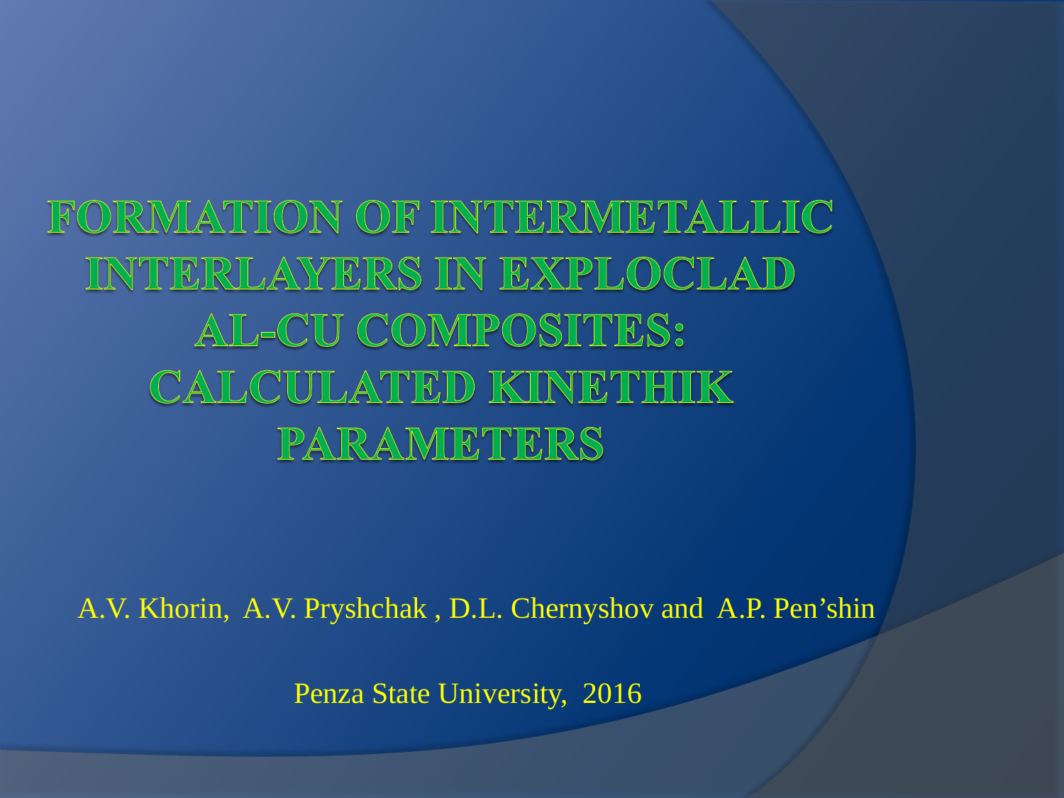# FORMATION OF INTERMETALLIC INTERLAYERS IN EXPLOCLAD AL-CU COMPOSITES: CALCULATED KINETHIK PARAMETERS

A.V. Khorin, A.V. Pryshchak , D.L. Chernyshov and A.P. Pen'shin

Penza State University, 2016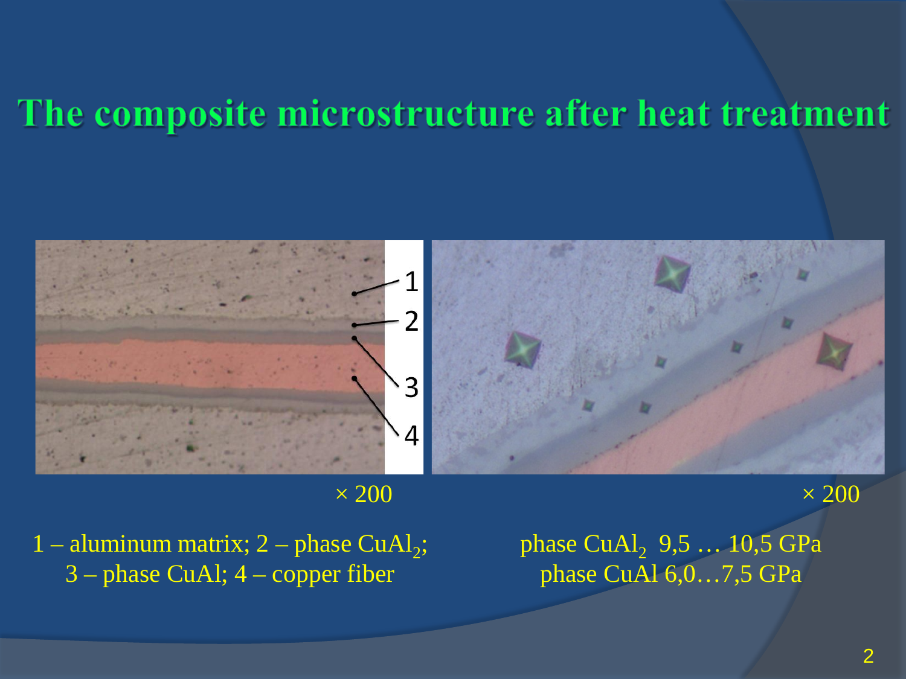# The composite microstructure after heat treatment

× 200

1 – aluminum matrix; 2 – phase $CuAl_2$; 3 – phase CuAl; 4 – copper fiber

× 200

phase $CuAl_2$ 9,5 … 10,5 GPa
phase CuAl 6,0…7,5 GPa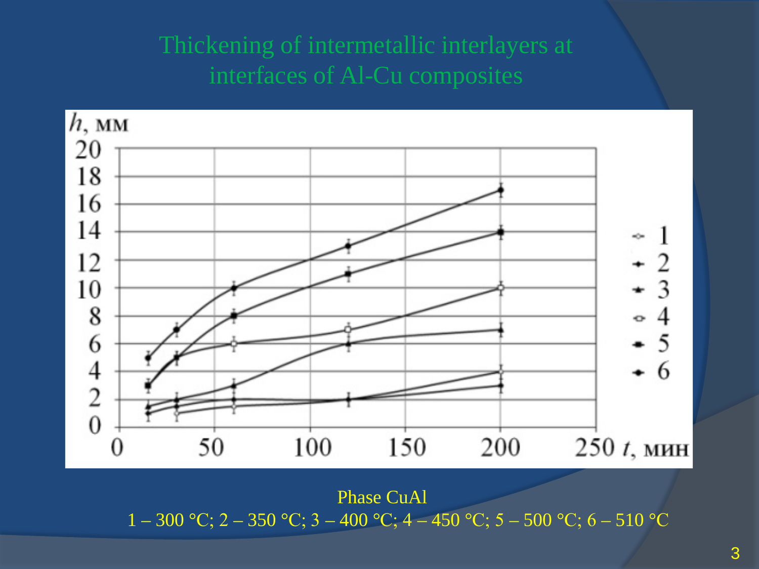# Thickening of intermetallic interlayers at interfaces of Al-Cu composites

Phase CuAl

1 – 300 °C; 2 – 350 °C; 3 – 400 °C; 4 – 450 °C; 5 – 500 °C; 6 – 510 °C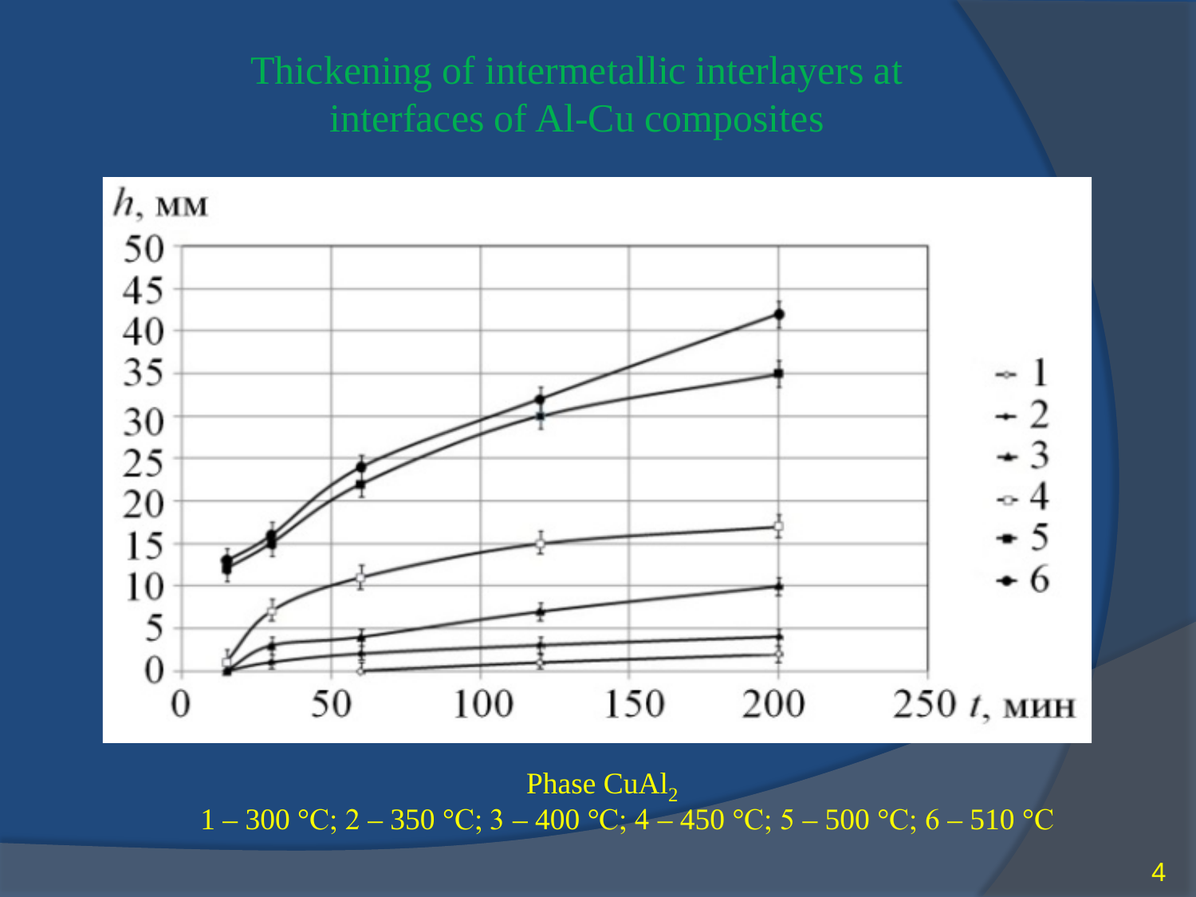# Thickening of intermetallic interlayers at interfaces of Al-Cu composites

Phase $CuAl_2$

1 – 300 °C; 2 – 350 °C; 3 – 400 °C; 4 – 450 °C; 5 – 500 °C; 6 – 510 °C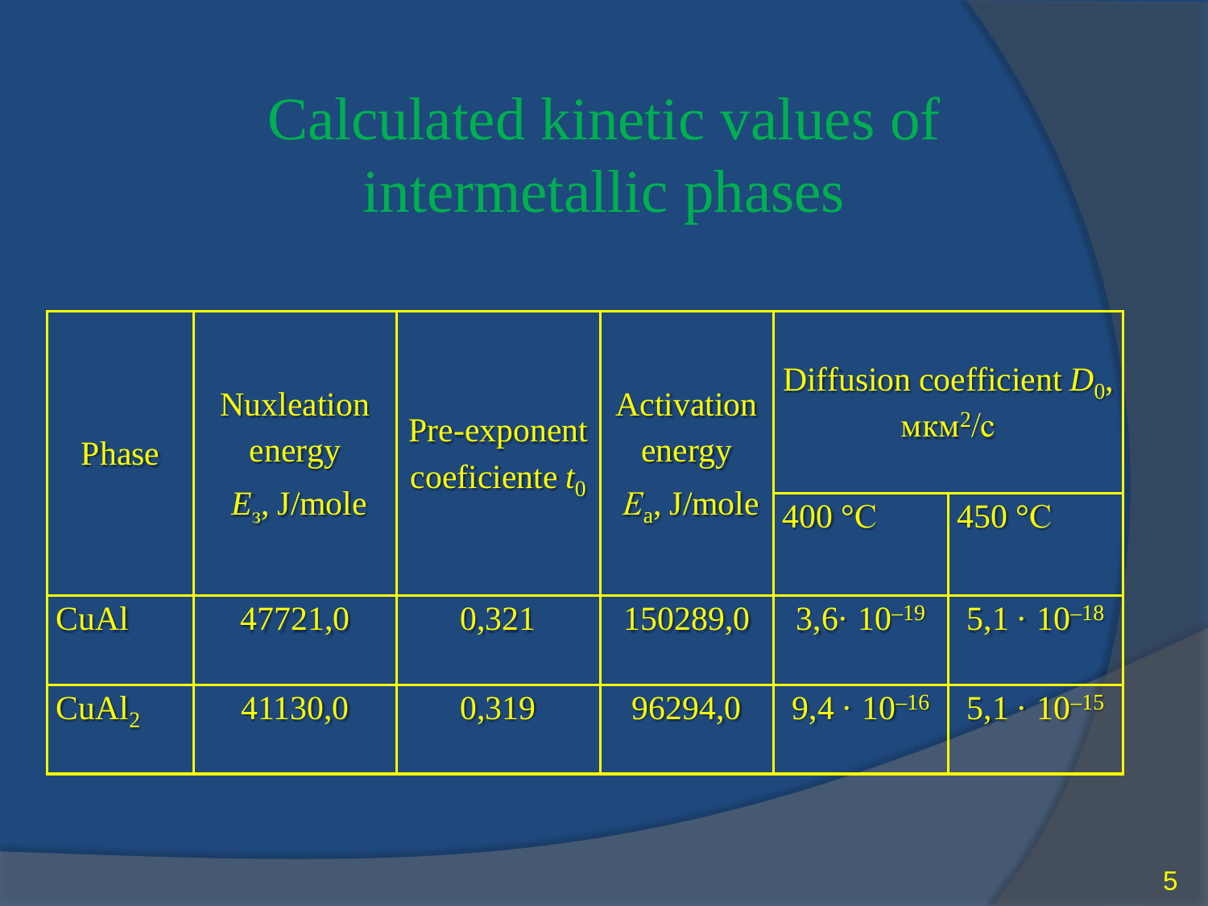# Calculated kinetic values of intermetallic phases

| Phase | Nuxleation energy $E_з$, J/mole | Pre-exponent coeficiente $t_0$ | Activation energy $E_a$, J/mole | Diffusion coefficient $D_0$, мкм$^2$/c | |
|---|---|---|---|---|---|
| | | | | 400 °C | 450 °C |
| CuAl | 47721,0 | 0,321 | 150289,0 | $3,6 \cdot 10^{-19}$ | $5,1 \cdot 10^{-18}$ |
| $CuAl_2$ | 41130,0 | 0,319 | 96294,0 | $9,4 \cdot 10^{-16}$ | $5,1 \cdot 10^{-15}$ |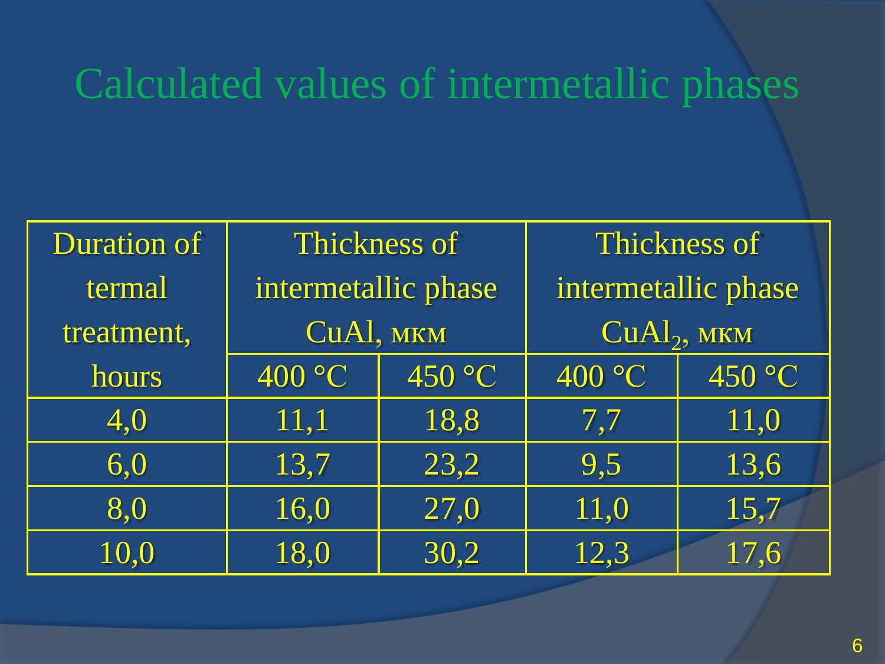# Calculated values of intermetallic phases

| Duration of termal treatment, hours | Thickness of intermetallic phase CuAl, мкм | | Thickness of intermetallic phase $CuAl_2$, мкм | |
|---|---|---|---|---|
| | 400 °C | 450 °C | 400 °C | 450 °C |
| 4,0 | 11,1 | 18,8 | 7,7 | 11,0 |
| 6,0 | 13,7 | 23,2 | 9,5 | 13,6 |
| 8,0 | 16,0 | 27,0 | 11,0 | 15,7 |
| 10,0 | 18,0 | 30,2 | 12,3 | 17,6 |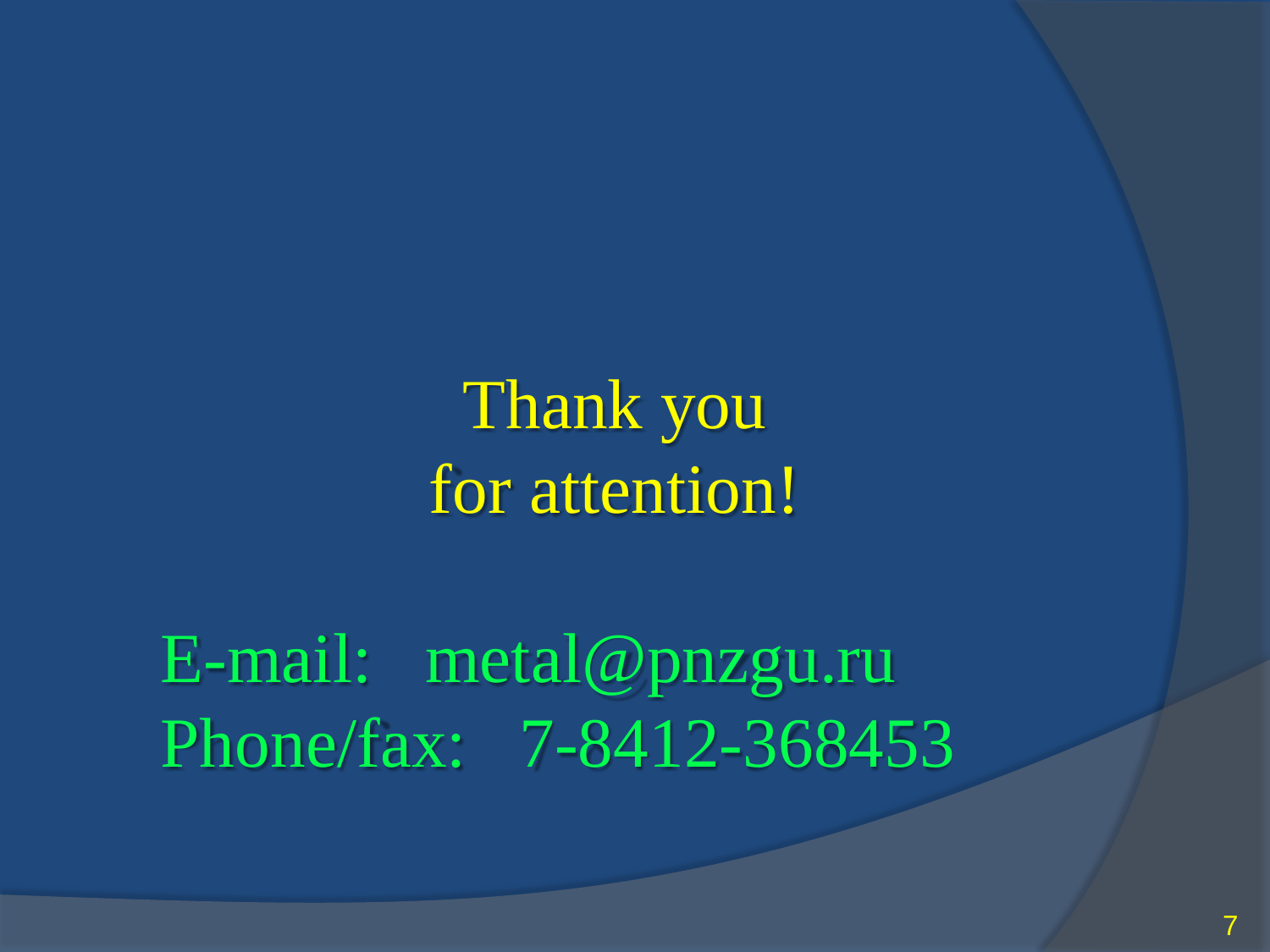Thank you
for attention!

E-mail: metal@pnzgu.ru
Phone/fax: 7-8412-368453